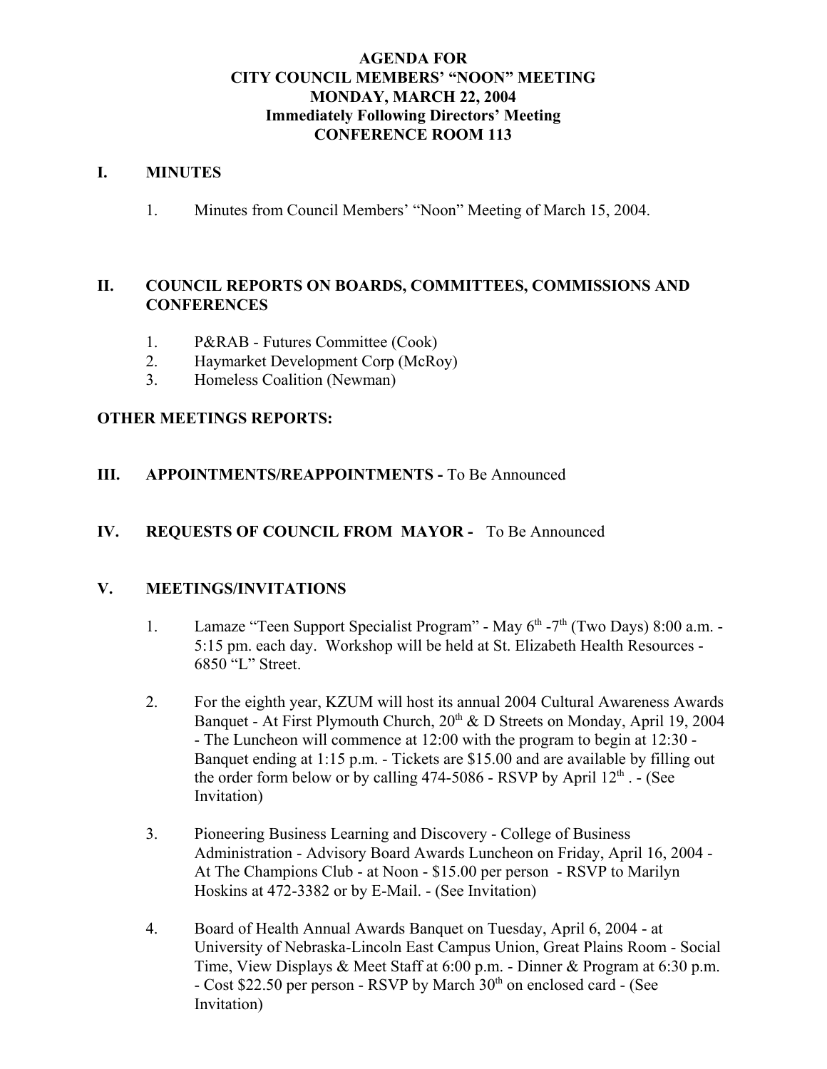# AGENDA FOR
# CITY COUNCIL MEMBERS' "NOON" MEETING
# MONDAY, MARCH 22, 2004
## Immediately Following Directors' Meeting
## CONFERENCE ROOM 113

## I. MINUTES

1. Minutes from Council Members' "Noon" Meeting of March 15, 2004.

## II. COUNCIL REPORTS ON BOARDS, COMMITTEES, COMMISSIONS AND CONFERENCES

1. P&RAB - Futures Committee (Cook)
2. Haymarket Development Corp (McRoy)
3. Homeless Coalition (Newman)

## OTHER MEETINGS REPORTS:

## III. APPOINTMENTS/REAPPOINTMENTS - To Be Announced

## IV. REQUESTS OF COUNCIL FROM MAYOR - To Be Announced

## V. MEETINGS/INVITATIONS

1. Lamaze "Teen Support Specialist Program" - May 6th -7th (Two Days) 8:00 a.m. - 5:15 pm. each day. Workshop will be held at St. Elizabeth Health Resources - 6850 "L" Street.

2. For the eighth year, KZUM will host its annual 2004 Cultural Awareness Awards Banquet - At First Plymouth Church, 20th & D Streets on Monday, April 19, 2004 - The Luncheon will commence at 12:00 with the program to begin at 12:30 - Banquet ending at 1:15 p.m. - Tickets are $15.00 and are available by filling out the order form below or by calling 474-5086 - RSVP by April 12th . - (See Invitation)

3. Pioneering Business Learning and Discovery - College of Business Administration - Advisory Board Awards Luncheon on Friday, April 16, 2004 - At The Champions Club - at Noon - $15.00 per person - RSVP to Marilyn Hoskins at 472-3382 or by E-Mail. - (See Invitation)

4. Board of Health Annual Awards Banquet on Tuesday, April 6, 2004 - at University of Nebraska-Lincoln East Campus Union, Great Plains Room - Social Time, View Displays & Meet Staff at 6:00 p.m. - Dinner & Program at 6:30 p.m. - Cost $22.50 per person - RSVP by March 30th on enclosed card - (See Invitation)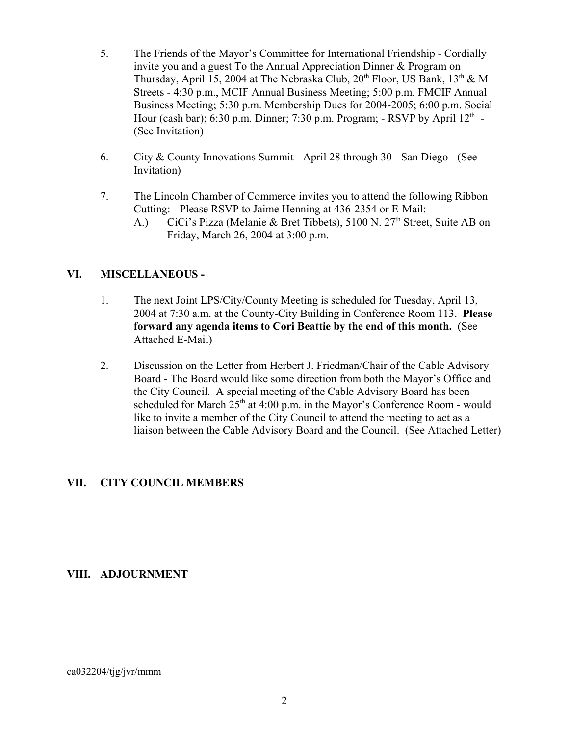5. The Friends of the Mayor's Committee for International Friendship - Cordially invite you and a guest To the Annual Appreciation Dinner & Program on Thursday, April 15, 2004 at The Nebraska Club, 20th Floor, US Bank, 13th & M Streets - 4:30 p.m., MCIF Annual Business Meeting; 5:00 p.m. FMCIF Annual Business Meeting; 5:30 p.m. Membership Dues for 2004-2005; 6:00 p.m. Social Hour (cash bar); 6:30 p.m. Dinner; 7:30 p.m. Program; - RSVP by April 12th - (See Invitation)

6. City & County Innovations Summit - April 28 through 30 - San Diego - (See Invitation)

7. The Lincoln Chamber of Commerce invites you to attend the following Ribbon Cutting: - Please RSVP to Jaime Henning at 436-2354 or E-Mail:
   A.) CiCi's Pizza (Melanie & Bret Tibbets), 5100 N. 27th Street, Suite AB on Friday, March 26, 2004 at 3:00 p.m.

## VI. MISCELLANEOUS -

1. The next Joint LPS/City/County Meeting is scheduled for Tuesday, April 13, 2004 at 7:30 a.m. at the County-City Building in Conference Room 113. **Please forward any agenda items to Cori Beattie by the end of this month.** (See Attached E-Mail)

2. Discussion on the Letter from Herbert J. Friedman/Chair of the Cable Advisory Board - The Board would like some direction from both the Mayor's Office and the City Council. A special meeting of the Cable Advisory Board has been scheduled for March 25th at 4:00 p.m. in the Mayor's Conference Room - would like to invite a member of the City Council to attend the meeting to act as a liaison between the Cable Advisory Board and the Council. (See Attached Letter)

## VII. CITY COUNCIL MEMBERS

## VIII. ADJOURNMENT

ca032204/tjg/jvr/mmm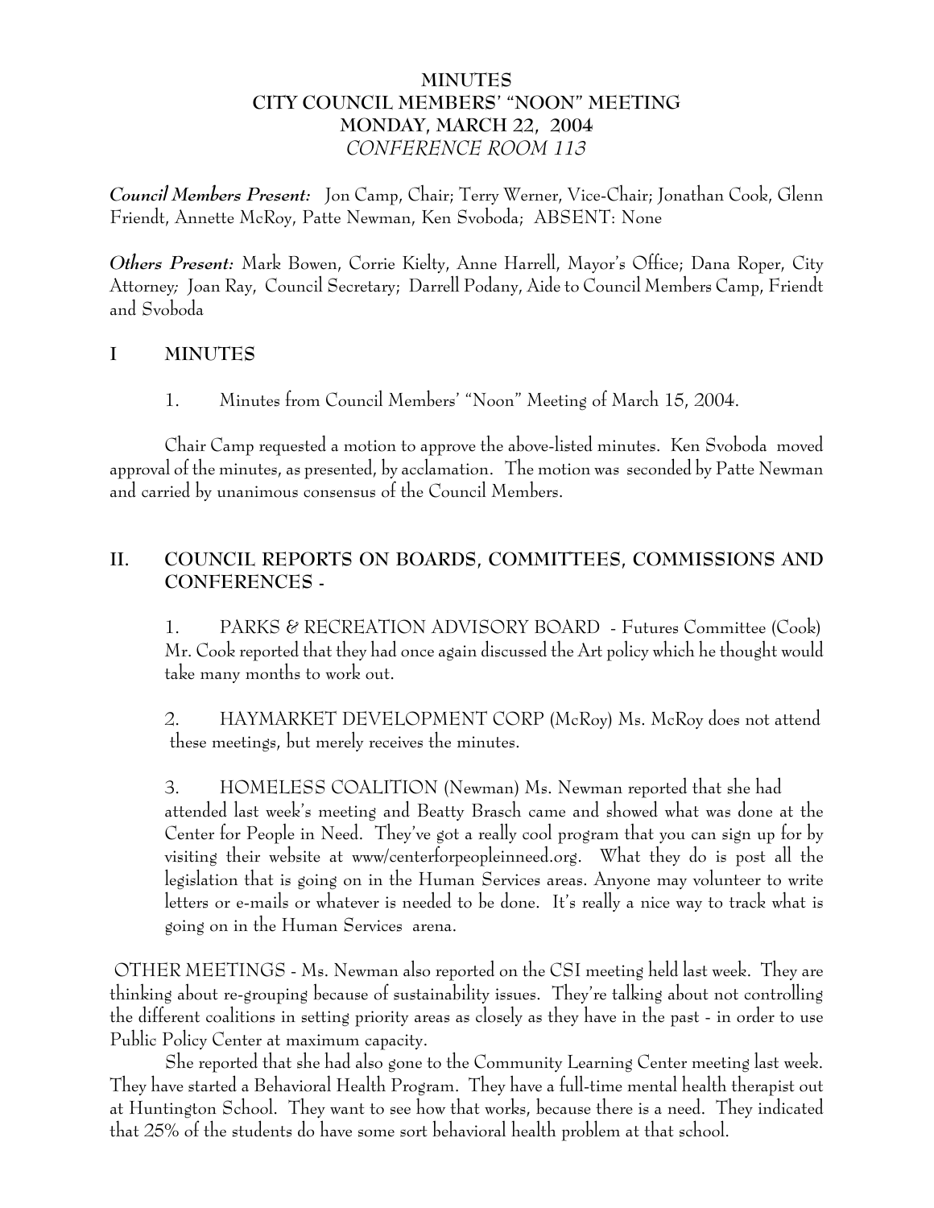# MINUTES
# CITY COUNCIL MEMBERS' "NOON" MEETING
# MONDAY, MARCH 22, 2004
*CONFERENCE ROOM 113*

***Council Members Present:*** Jon Camp, Chair; Terry Werner, Vice-Chair; Jonathan Cook, Glenn Friendt, Annette McRoy, Patte Newman, Ken Svoboda; ABSENT: None

***Others Present:*** Mark Bowen, Corrie Kielty, Anne Harrell, Mayor's Office; Dana Roper, City Attorney; Joan Ray, Council Secretary; Darrell Podany, Aide to Council Members Camp, Friendt and Svoboda

## I MINUTES

1. Minutes from Council Members' "Noon" Meeting of March 15, 2004.

Chair Camp requested a motion to approve the above-listed minutes. Ken Svoboda moved approval of the minutes, as presented, by acclamation. The motion was seconded by Patte Newman and carried by unanimous consensus of the Council Members.

## II. COUNCIL REPORTS ON BOARDS, COMMITTEES, COMMISSIONS AND CONFERENCES -

1. PARKS & RECREATION ADVISORY BOARD - Futures Committee (Cook) Mr. Cook reported that they had once again discussed the Art policy which he thought would take many months to work out.

2. HAYMARKET DEVELOPMENT CORP (McRoy) Ms. McRoy does not attend these meetings, but merely receives the minutes.

3. HOMELESS COALITION (Newman) Ms. Newman reported that she had attended last week's meeting and Beatty Brasch came and showed what was done at the Center for People in Need. They've got a really cool program that you can sign up for by visiting their website at www/centerforpeopleinneed.org. What they do is post all the legislation that is going on in the Human Services areas. Anyone may volunteer to write letters or e-mails or whatever is needed to be done. It's really a nice way to track what is going on in the Human Services arena.

OTHER MEETINGS - Ms. Newman also reported on the CSI meeting held last week. They are thinking about re-grouping because of sustainability issues. They're talking about not controlling the different coalitions in setting priority areas as closely as they have in the past - in order to use Public Policy Center at maximum capacity.

She reported that she had also gone to the Community Learning Center meeting last week. They have started a Behavioral Health Program. They have a full-time mental health therapist out at Huntington School. They want to see how that works, because there is a need. They indicated that 25% of the students do have some sort behavioral health problem at that school.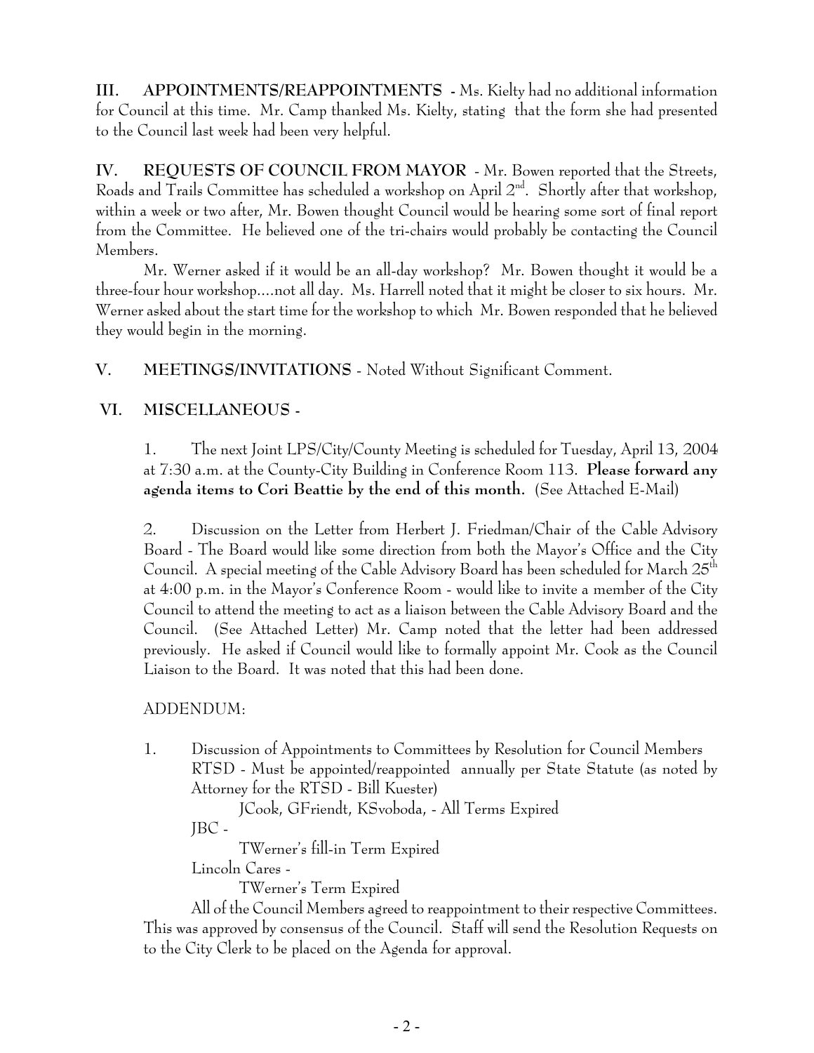**III. APPOINTMENTS/REAPPOINTMENTS** - Ms. Kielty had no additional information for Council at this time. Mr. Camp thanked Ms. Kielty, stating that the form she had presented to the Council last week had been very helpful.

**IV. REQUESTS OF COUNCIL FROM MAYOR** - Mr. Bowen reported that the Streets, Roads and Trails Committee has scheduled a workshop on April 2nd. Shortly after that workshop, within a week or two after, Mr. Bowen thought Council would be hearing some sort of final report from the Committee. He believed one of the tri-chairs would probably be contacting the Council Members.

Mr. Werner asked if it would be an all-day workshop? Mr. Bowen thought it would be a three-four hour workshop....not all day. Ms. Harrell noted that it might be closer to six hours. Mr. Werner asked about the start time for the workshop to which Mr. Bowen responded that he believed they would begin in the morning.

**V. MEETINGS/INVITATIONS** - Noted Without Significant Comment.

**VI. MISCELLANEOUS** -

1. The next Joint LPS/City/County Meeting is scheduled for Tuesday, April 13, 2004 at 7:30 a.m. at the County-City Building in Conference Room 113. **Please forward any agenda items to Cori Beattie by the end of this month.** (See Attached E-Mail)

2. Discussion on the Letter from Herbert J. Friedman/Chair of the Cable Advisory Board - The Board would like some direction from both the Mayor's Office and the City Council. A special meeting of the Cable Advisory Board has been scheduled for March 25th at 4:00 p.m. in the Mayor's Conference Room - would like to invite a member of the City Council to attend the meeting to act as a liaison between the Cable Advisory Board and the Council. (See Attached Letter) Mr. Camp noted that the letter had been addressed previously. He asked if Council would like to formally appoint Mr. Cook as the Council Liaison to the Board. It was noted that this had been done.

ADDENDUM:

1. Discussion of Appointments to Committees by Resolution for Council Members
   RTSD - Must be appointed/reappointed annually per State Statute (as noted by Attorney for the RTSD - Bill Kuester)
   JCook, GFriendt, KSvoboda, - All Terms Expired
   JBC -
   TWerner's fill-in Term Expired
   Lincoln Cares -
   TWerner's Term Expired

All of the Council Members agreed to reappointment to their respective Committees. This was approved by consensus of the Council. Staff will send the Resolution Requests on to the City Clerk to be placed on the Agenda for approval.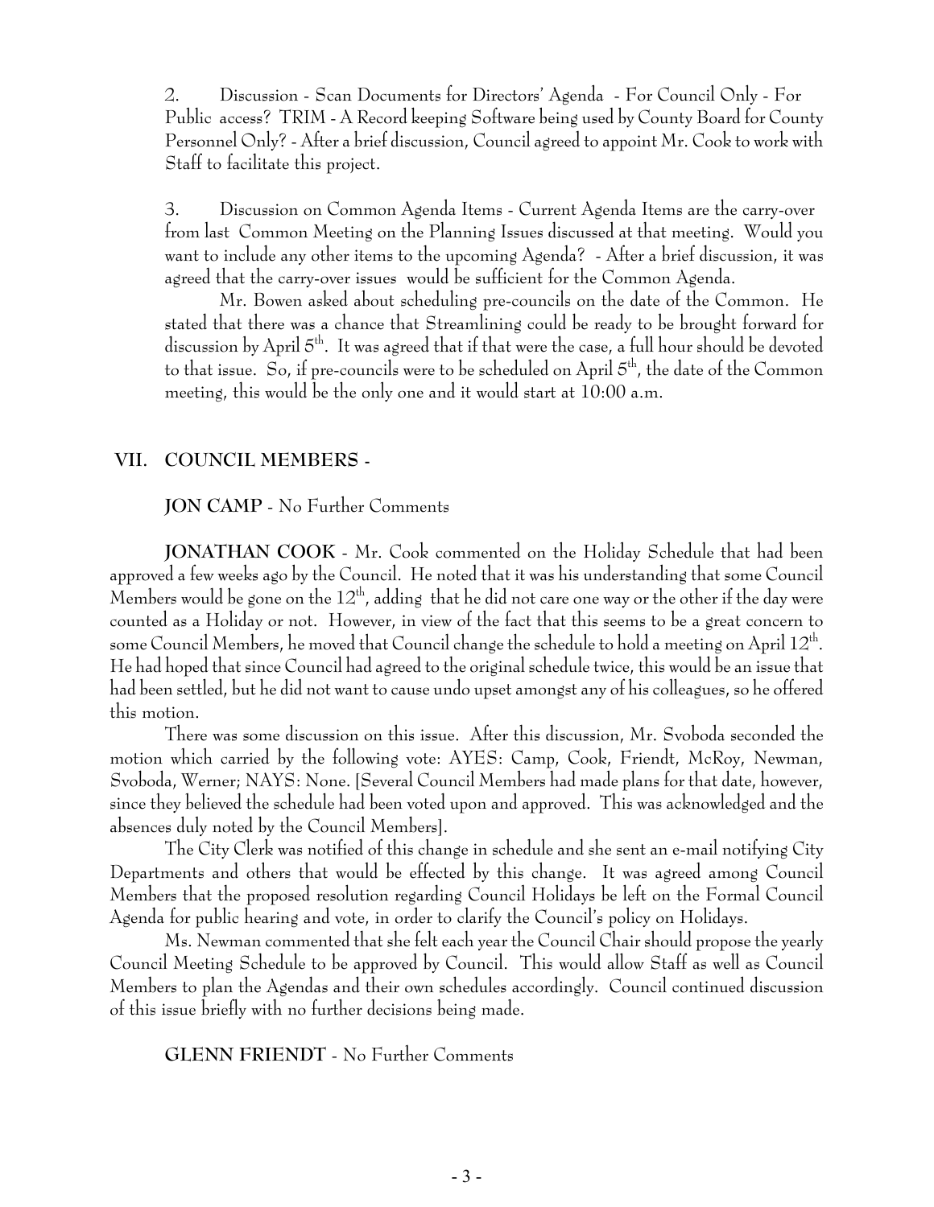2. Discussion - Scan Documents for Directors' Agenda - For Council Only - For Public access? TRIM - A Record keeping Software being used by County Board for County Personnel Only? - After a brief discussion, Council agreed to appoint Mr. Cook to work with Staff to facilitate this project.

3. Discussion on Common Agenda Items - Current Agenda Items are the carry-over from last Common Meeting on the Planning Issues discussed at that meeting. Would you want to include any other items to the upcoming Agenda? - After a brief discussion, it was agreed that the carry-over issues would be sufficient for the Common Agenda.

Mr. Bowen asked about scheduling pre-councils on the date of the Common. He stated that there was a chance that Streamlining could be ready to be brought forward for discussion by April 5th. It was agreed that if that were the case, a full hour should be devoted to that issue. So, if pre-councils were to be scheduled on April 5th, the date of the Common meeting, this would be the only one and it would start at 10:00 a.m.

## VII. COUNCIL MEMBERS -

**JON CAMP** - No Further Comments

**JONATHAN COOK** - Mr. Cook commented on the Holiday Schedule that had been approved a few weeks ago by the Council. He noted that it was his understanding that some Council Members would be gone on the 12th, adding that he did not care one way or the other if the day were counted as a Holiday or not. However, in view of the fact that this seems to be a great concern to some Council Members, he moved that Council change the schedule to hold a meeting on April 12th. He had hoped that since Council had agreed to the original schedule twice, this would be an issue that had been settled, but he did not want to cause undo upset amongst any of his colleagues, so he offered this motion.

There was some discussion on this issue. After this discussion, Mr. Svoboda seconded the motion which carried by the following vote: AYES: Camp, Cook, Friendt, McRoy, Newman, Svoboda, Werner; NAYS: None. [Several Council Members had made plans for that date, however, since they believed the schedule had been voted upon and approved. This was acknowledged and the absences duly noted by the Council Members].

The City Clerk was notified of this change in schedule and she sent an e-mail notifying City Departments and others that would be effected by this change. It was agreed among Council Members that the proposed resolution regarding Council Holidays be left on the Formal Council Agenda for public hearing and vote, in order to clarify the Council's policy on Holidays.

Ms. Newman commented that she felt each year the Council Chair should propose the yearly Council Meeting Schedule to be approved by Council. This would allow Staff as well as Council Members to plan the Agendas and their own schedules accordingly. Council continued discussion of this issue briefly with no further decisions being made.

**GLENN FRIENDT** - No Further Comments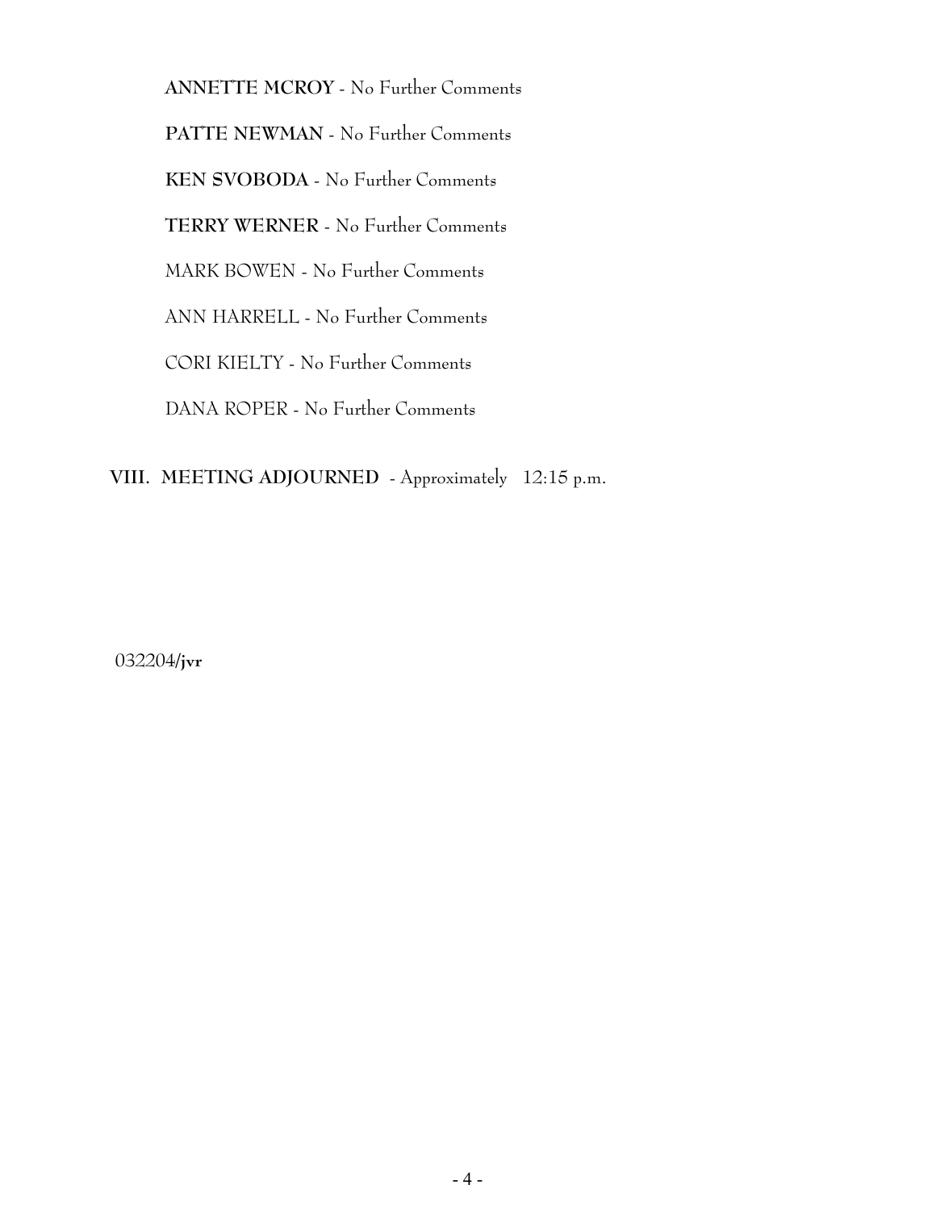**ANNETTE MCROY** - No Further Comments

**PATTE NEWMAN** - No Further Comments

**KEN SVOBODA** - No Further Comments

**TERRY WERNER** - No Further Comments

MARK BOWEN - No Further Comments

ANN HARRELL - No Further Comments

CORI KIELTY - No Further Comments

DANA ROPER - No Further Comments

**VIII. MEETING ADJOURNED** - Approximately 12:15 p.m.

032204/**jvr**